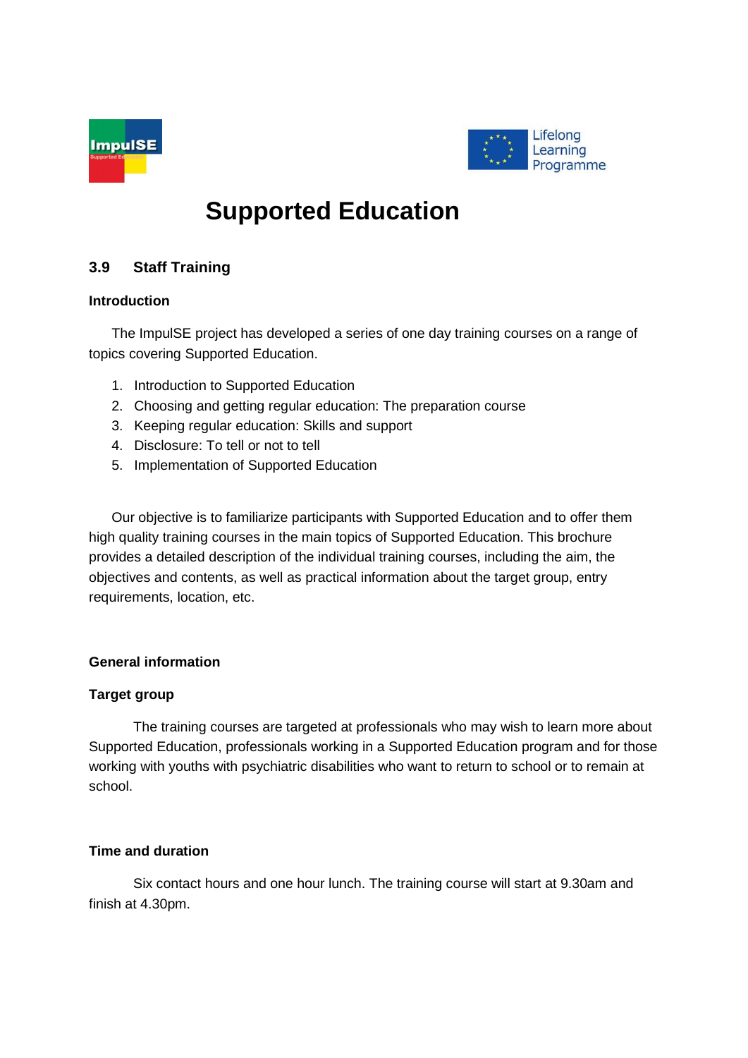# Supported Education

## 3.9 Staff Training

### Introduction

The ImpulSE project has developed a series of one day training courses on a range of topics covering Supported Education.

1. Introduction to Supported Education
2. Choosing and getting regular education: The preparation course
3. Keeping regular education: Skills and support
4. Disclosure: To tell or not to tell
5. Implementation of Supported Education

Our objective is to familiarize participants with Supported Education and to offer them high quality training courses in the main topics of Supported Education. This brochure provides a detailed description of the individual training courses, including the aim, the objectives and contents, as well as practical information about the target group, entry requirements, location, etc.

### General information

#### Target group

The training courses are targeted at professionals who may wish to learn more about Supported Education, professionals working in a Supported Education program and for those working with youths with psychiatric disabilities who want to return to school or to remain at school.

#### Time and duration

Six contact hours and one hour lunch. The training course will start at 9.30am and finish at 4.30pm.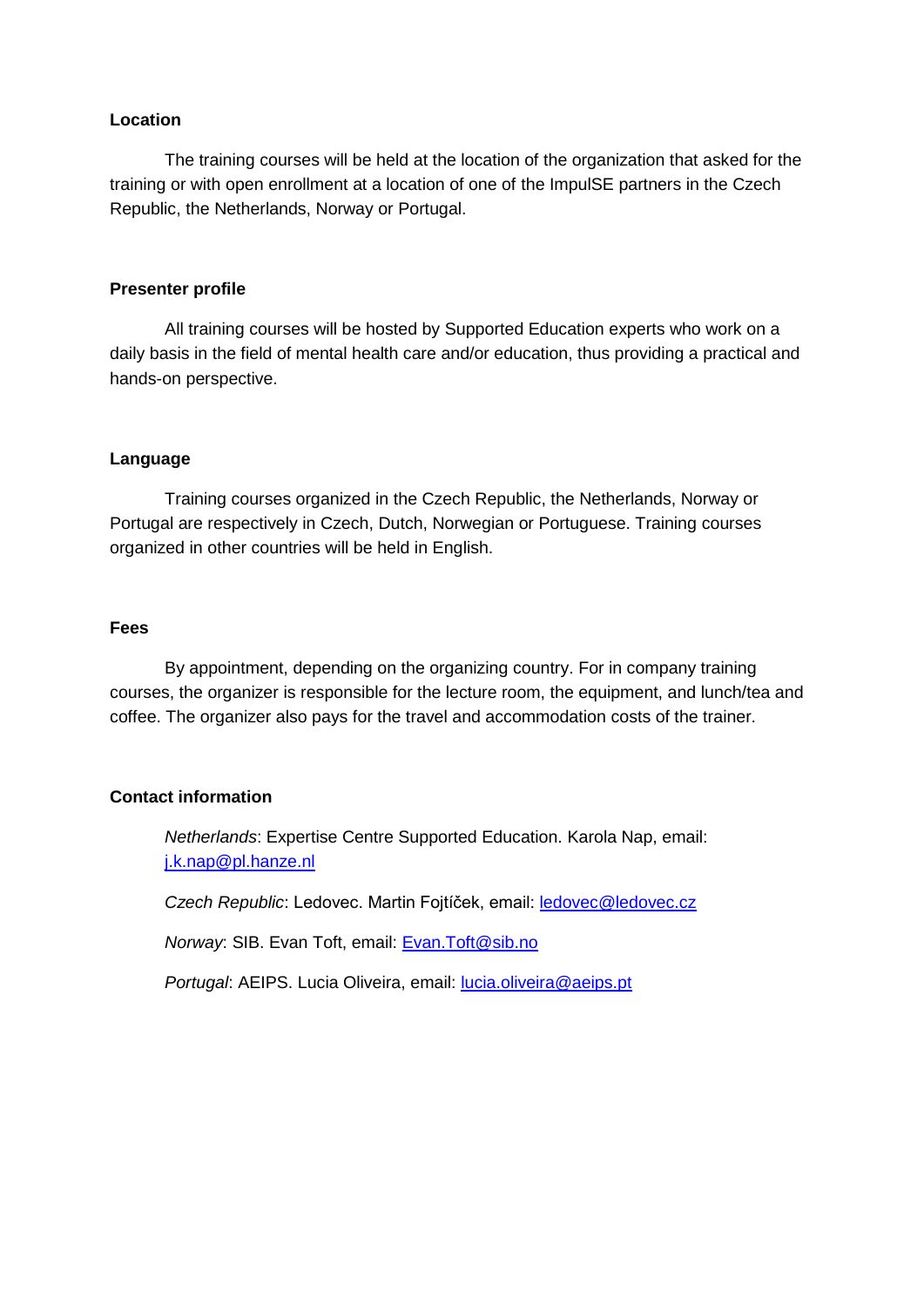**Location**

The training courses will be held at the location of the organization that asked for the training or with open enrollment at a location of one of the ImpulSE partners in the Czech Republic, the Netherlands, Norway or Portugal.

**Presenter profile**

All training courses will be hosted by Supported Education experts who work on a daily basis in the field of mental health care and/or education, thus providing a practical and hands-on perspective.

**Language**

Training courses organized in the Czech Republic, the Netherlands, Norway or Portugal are respectively in Czech, Dutch, Norwegian or Portuguese. Training courses organized in other countries will be held in English.

**Fees**

By appointment, depending on the organizing country. For in company training courses, the organizer is responsible for the lecture room, the equipment, and lunch/tea and coffee. The organizer also pays for the travel and accommodation costs of the trainer.

**Contact information**

*Netherlands*: Expertise Centre Supported Education. Karola Nap, email: j.k.nap@pl.hanze.nl

*Czech Republic*: Ledovec. Martin Fojtíček, email: ledovec@ledovec.cz

*Norway*: SIB. Evan Toft, email: Evan.Toft@sib.no

*Portugal*: AEIPS. Lucia Oliveira, email: lucia.oliveira@aeips.pt